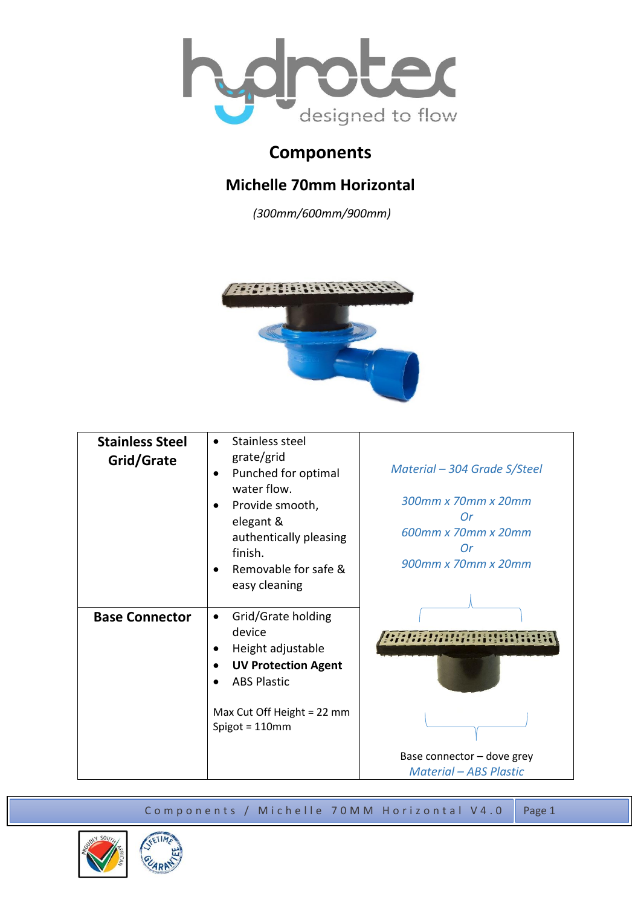# Components

## Michelle 70mm Horizontal

*(300mm/600mm/900mm)*

| **Stainless Steel Grid/Grate** | • Stainless steel grate/grid<br>• Punched for optimal water flow.<br>• Provide smooth, elegant & authentically pleasing finish.<br>• Removable for safe & easy cleaning | *Material – 304 Grade S/Steel*<br><br>*300mm x 70mm x 20mm*<br>*Or*<br>*600mm x 70mm x 20mm*<br>*Or*<br>*900mm x 70mm x 20mm* |
|---|---|---|
| **Base Connector** | • Grid/Grate holding device<br>• Height adjustable<br>• **UV Protection Agent**<br>• ABS Plastic<br><br>Max Cut Off Height = 22 mm<br>Spigot = 110mm | Base connector – dove grey<br>*Material – ABS Plastic* |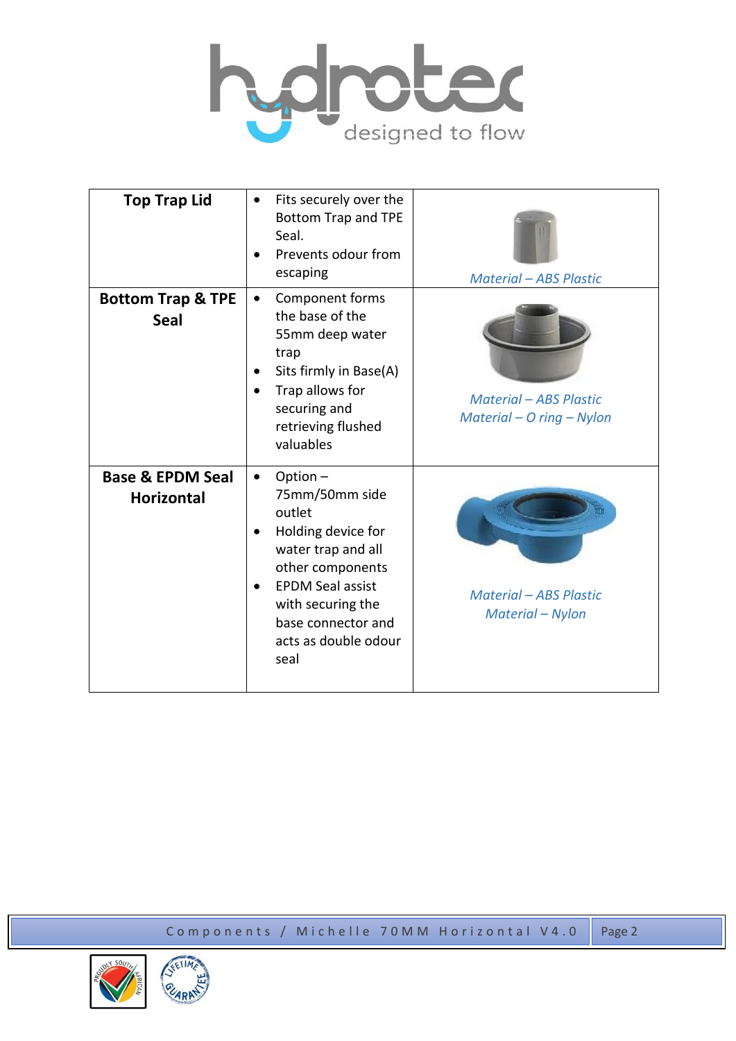| | | |
|---|---|---|
| **Top Trap Lid** | • Fits securely over the Bottom Trap and TPE Seal.<br>• Prevents odour from escaping | *Material – ABS Plastic* |
| **Bottom Trap & TPE Seal** | • Component forms the base of the 55mm deep water trap<br>• Sits firmly in Base(A)<br>• Trap allows for securing and retrieving flushed valuables | *Material – ABS Plastic*<br>*Material – O ring – Nylon* |
| **Base & EPDM Seal Horizontal** | • Option – 75mm/50mm side outlet<br>• Holding device for water trap and all other components<br>• EPDM Seal assist with securing the base connector and acts as double odour seal | *Material – ABS Plastic*<br>*Material – Nylon* |